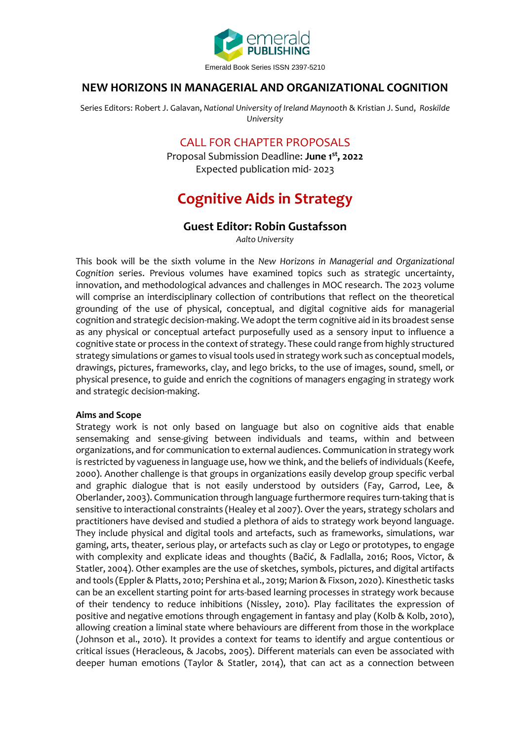emerald PUBLISHING

Emerald Book Series ISSN 2397-5210

## NEW HORIZONS IN MANAGERIAL AND ORGANIZATIONAL COGNITION

Series Editors: Robert J. Galavan, *National University of Ireland Maynooth* & Kristian J. Sund, *Roskilde University*

CALL FOR CHAPTER PROPOSALS

Proposal Submission Deadline: **June 1st, 2022**

Expected publication mid- 2023

# Cognitive Aids in Strategy

## Guest Editor: Robin Gustafsson

*Aalto University*

This book will be the sixth volume in the *New Horizons in Managerial and Organizational Cognition* series. Previous volumes have examined topics such as strategic uncertainty, innovation, and methodological advances and challenges in MOC research. The 2023 volume will comprise an interdisciplinary collection of contributions that reflect on the theoretical grounding of the use of physical, conceptual, and digital cognitive aids for managerial cognition and strategic decision-making. We adopt the term cognitive aid in its broadest sense as any physical or conceptual artefact purposefully used as a sensory input to influence a cognitive state or process in the context of strategy. These could range from highly structured strategy simulations or games to visual tools used in strategy work such as conceptual models, drawings, pictures, frameworks, clay, and lego bricks, to the use of images, sound, smell, or physical presence, to guide and enrich the cognitions of managers engaging in strategy work and strategic decision-making.

**Aims and Scope**

Strategy work is not only based on language but also on cognitive aids that enable sensemaking and sense-giving between individuals and teams, within and between organizations, and for communication to external audiences. Communication in strategy work is restricted by vagueness in language use, how we think, and the beliefs of individuals (Keefe, 2000). Another challenge is that groups in organizations easily develop group specific verbal and graphic dialogue that is not easily understood by outsiders (Fay, Garrod, Lee, & Oberlander, 2003). Communication through language furthermore requires turn-taking that is sensitive to interactional constraints (Healey et al 2007). Over the years, strategy scholars and practitioners have devised and studied a plethora of aids to strategy work beyond language. They include physical and digital tools and artefacts, such as frameworks, simulations, war gaming, arts, theater, serious play, or artefacts such as clay or Lego or prototypes, to engage with complexity and explicate ideas and thoughts (Bačić, & Fadlalla, 2016; Roos, Victor, & Statler, 2004). Other examples are the use of sketches, symbols, pictures, and digital artifacts and tools (Eppler & Platts, 2010; Pershina et al., 2019; Marion & Fixson, 2020). Kinesthetic tasks can be an excellent starting point for arts-based learning processes in strategy work because of their tendency to reduce inhibitions (Nissley, 2010). Play facilitates the expression of positive and negative emotions through engagement in fantasy and play (Kolb & Kolb, 2010), allowing creation a liminal state where behaviours are different from those in the workplace (Johnson et al., 2010). It provides a context for teams to identify and argue contentious or critical issues (Heracleous, & Jacobs, 2005). Different materials can even be associated with deeper human emotions (Taylor & Statler, 2014), that can act as a connection between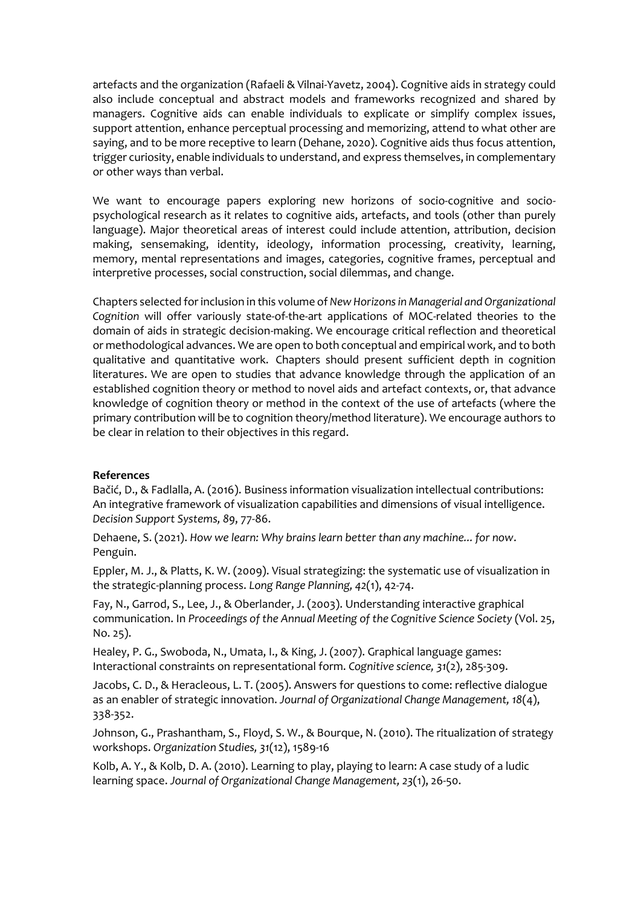artefacts and the organization (Rafaeli & Vilnai-Yavetz, 2004). Cognitive aids in strategy could also include conceptual and abstract models and frameworks recognized and shared by managers. Cognitive aids can enable individuals to explicate or simplify complex issues, support attention, enhance perceptual processing and memorizing, attend to what other are saying, and to be more receptive to learn (Dehane, 2020). Cognitive aids thus focus attention, trigger curiosity, enable individuals to understand, and express themselves, in complementary or other ways than verbal.

We want to encourage papers exploring new horizons of socio-cognitive and socio-psychological research as it relates to cognitive aids, artefacts, and tools (other than purely language). Major theoretical areas of interest could include attention, attribution, decision making, sensemaking, identity, ideology, information processing, creativity, learning, memory, mental representations and images, categories, cognitive frames, perceptual and interpretive processes, social construction, social dilemmas, and change.

Chapters selected for inclusion in this volume of *New Horizons in Managerial and Organizational Cognition* will offer variously state-of-the-art applications of MOC-related theories to the domain of aids in strategic decision-making. We encourage critical reflection and theoretical or methodological advances. We are open to both conceptual and empirical work, and to both qualitative and quantitative work. Chapters should present sufficient depth in cognition literatures. We are open to studies that advance knowledge through the application of an established cognition theory or method to novel aids and artefact contexts, or, that advance knowledge of cognition theory or method in the context of the use of artefacts (where the primary contribution will be to cognition theory/method literature). We encourage authors to be clear in relation to their objectives in this regard.

**References**

Bačić, D., & Fadlalla, A. (2016). Business information visualization intellectual contributions: An integrative framework of visualization capabilities and dimensions of visual intelligence. *Decision Support Systems, 89*, 77-86.

Dehaene, S. (2021). *How we learn: Why brains learn better than any machine... for now*. Penguin.

Eppler, M. J., & Platts, K. W. (2009). Visual strategizing: the systematic use of visualization in the strategic-planning process. *Long Range Planning, 42*(1), 42-74.

Fay, N., Garrod, S., Lee, J., & Oberlander, J. (2003). Understanding interactive graphical communication. In *Proceedings of the Annual Meeting of the Cognitive Science Society* (Vol. 25, No. 25).

Healey, P. G., Swoboda, N., Umata, I., & King, J. (2007). Graphical language games: Interactional constraints on representational form. *Cognitive science, 31*(2), 285-309.

Jacobs, C. D., & Heracleous, L. T. (2005). Answers for questions to come: reflective dialogue as an enabler of strategic innovation. *Journal of Organizational Change Management, 18*(4), 338-352.

Johnson, G., Prashantham, S., Floyd, S. W., & Bourque, N. (2010). The ritualization of strategy workshops. *Organization Studies, 31*(12), 1589-16

Kolb, A. Y., & Kolb, D. A. (2010). Learning to play, playing to learn: A case study of a ludic learning space. *Journal of Organizational Change Management, 23*(1), 26-50.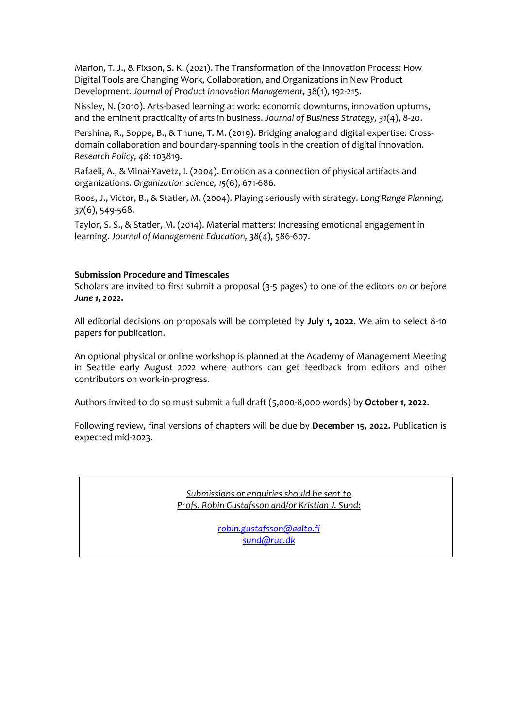Marion, T. J., & Fixson, S. K. (2021). The Transformation of the Innovation Process: How Digital Tools are Changing Work, Collaboration, and Organizations in New Product Development. *Journal of Product Innovation Management, 38*(1), 192-215.

Nissley, N. (2010). Arts-based learning at work: economic downturns, innovation upturns, and the eminent practicality of arts in business. *Journal of Business Strategy, 31*(4), 8-20.

Pershina, R., Soppe, B., & Thune, T. M. (2019). Bridging analog and digital expertise: Cross-domain collaboration and boundary-spanning tools in the creation of digital innovation. *Research Policy, 48*: 103819.

Rafaeli, A., & Vilnai-Yavetz, I. (2004). Emotion as a connection of physical artifacts and organizations. *Organization science, 15*(6), 671-686.

Roos, J., Victor, B., & Statler, M. (2004). Playing seriously with strategy. *Long Range Planning, 37*(6), 549-568.

Taylor, S. S., & Statler, M. (2014). Material matters: Increasing emotional engagement in learning. *Journal of Management Education, 38*(4), 586-607.

**Submission Procedure and Timescales**

Scholars are invited to first submit a proposal (3-5 pages) to one of the editors *on or before **June 1, 2022.***

All editorial decisions on proposals will be completed by **July 1, 2022**. We aim to select 8-10 papers for publication.

An optional physical or online workshop is planned at the Academy of Management Meeting in Seattle early August 2022 where authors can get feedback from editors and other contributors on work-in-progress.

Authors invited to do so must submit a full draft (5,000-8,000 words) by **October 1, 2022**.

Following review, final versions of chapters will be due by **December 15, 2022.** Publication is expected mid-2023.

*Submissions or enquiries should be sent to*
*Profs. Robin Gustafsson and/or Kristian J. Sund:*

robin.gustafsson@aalto.fi
sund@ruc.dk